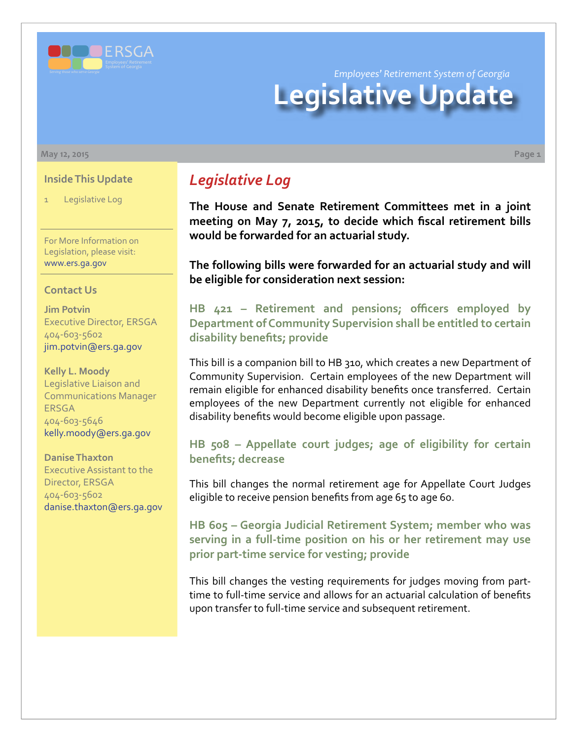# Legislative Update

*Employees' Retirement System of Georgia*

May 12, 2015

**Inside This Update**

1 Legislative Log

For More Information on Legislation, please visit: www.ers.ga.gov

**Contact Us**

**Jim Potvin**
Executive Director, ERSGA
404-603-5602
jim.potvin@ers.ga.gov

**Kelly L. Moody**
Legislative Liaison and Communications Manager ERSGA
404-603-5646
kelly.moody@ers.ga.gov

**Danise Thaxton**
Executive Assistant to the Director, ERSGA
404-603-5602
danise.thaxton@ers.ga.gov

## Legislative Log

**The House and Senate Retirement Committees met in a joint meeting on May 7, 2015, to decide which fiscal retirement bills would be forwarded for an actuarial study.**

**The following bills were forwarded for an actuarial study and will be eligible for consideration next session:**

### HB 421 – Retirement and pensions; officers employed by Department of Community Supervision shall be entitled to certain disability benefits; provide

This bill is a companion bill to HB 310, which creates a new Department of Community Supervision. Certain employees of the new Department will remain eligible for enhanced disability benefits once transferred. Certain employees of the new Department currently not eligible for enhanced disability benefits would become eligible upon passage.

### HB 508 – Appellate court judges; age of eligibility for certain benefits; decrease

This bill changes the normal retirement age for Appellate Court Judges eligible to receive pension benefits from age 65 to age 60.

### HB 605 – Georgia Judicial Retirement System; member who was serving in a full-time position on his or her retirement may use prior part-time service for vesting; provide

This bill changes the vesting requirements for judges moving from part-time to full-time service and allows for an actuarial calculation of benefits upon transfer to full-time service and subsequent retirement.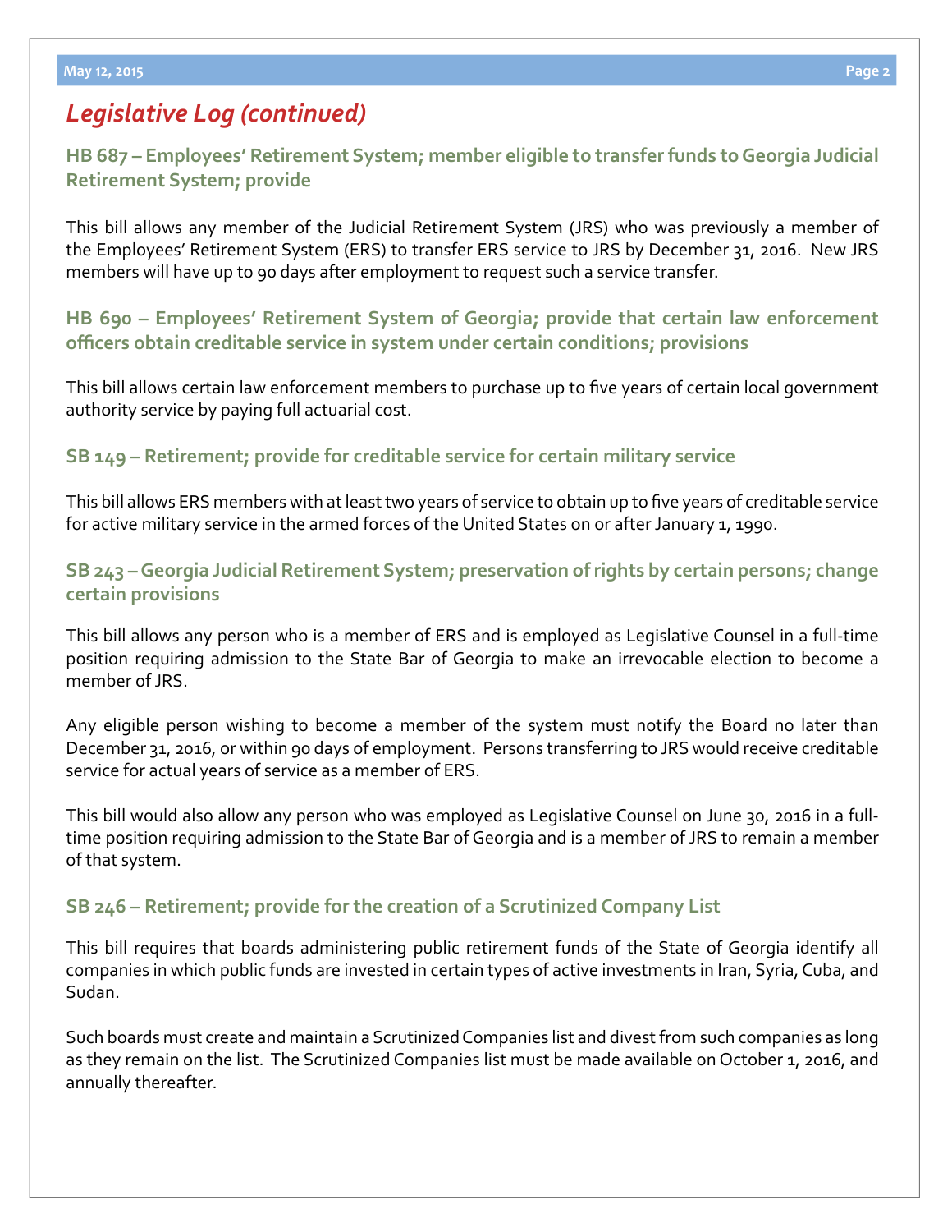## *Legislative Log (continued)*

### HB 687 – Employees' Retirement System; member eligible to transfer funds to Georgia Judicial Retirement System; provide

This bill allows any member of the Judicial Retirement System (JRS) who was previously a member of the Employees' Retirement System (ERS) to transfer ERS service to JRS by December 31, 2016. New JRS members will have up to 90 days after employment to request such a service transfer.

### HB 690 – Employees' Retirement System of Georgia; provide that certain law enforcement officers obtain creditable service in system under certain conditions; provisions

This bill allows certain law enforcement members to purchase up to five years of certain local government authority service by paying full actuarial cost.

### SB 149 – Retirement; provide for creditable service for certain military service

This bill allows ERS members with at least two years of service to obtain up to five years of creditable service for active military service in the armed forces of the United States on or after January 1, 1990.

### SB 243 – Georgia Judicial Retirement System; preservation of rights by certain persons; change certain provisions

This bill allows any person who is a member of ERS and is employed as Legislative Counsel in a full-time position requiring admission to the State Bar of Georgia to make an irrevocable election to become a member of JRS.

Any eligible person wishing to become a member of the system must notify the Board no later than December 31, 2016, or within 90 days of employment. Persons transferring to JRS would receive creditable service for actual years of service as a member of ERS.

This bill would also allow any person who was employed as Legislative Counsel on June 30, 2016 in a full-time position requiring admission to the State Bar of Georgia and is a member of JRS to remain a member of that system.

### SB 246 – Retirement; provide for the creation of a Scrutinized Company List

This bill requires that boards administering public retirement funds of the State of Georgia identify all companies in which public funds are invested in certain types of active investments in Iran, Syria, Cuba, and Sudan.

Such boards must create and maintain a Scrutinized Companies list and divest from such companies as long as they remain on the list. The Scrutinized Companies list must be made available on October 1, 2016, and annually thereafter.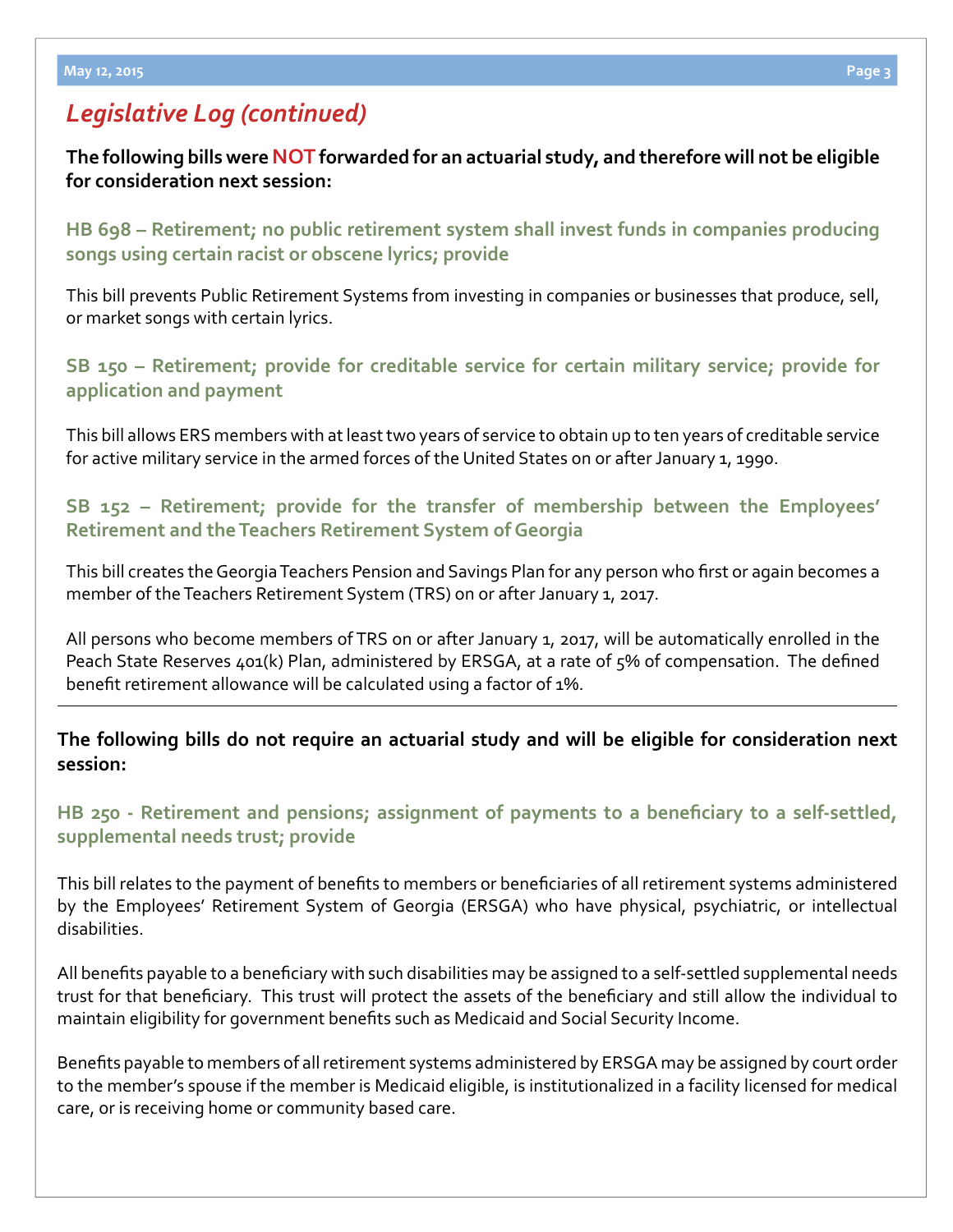## *Legislative Log (continued)*

**The following bills were NOT forwarded for an actuarial study, and therefore will not be eligible for consideration next session:**

### HB 698 – Retirement; no public retirement system shall invest funds in companies producing songs using certain racist or obscene lyrics; provide

This bill prevents Public Retirement Systems from investing in companies or businesses that produce, sell, or market songs with certain lyrics.

### SB 150 – Retirement; provide for creditable service for certain military service; provide for application and payment

This bill allows ERS members with at least two years of service to obtain up to ten years of creditable service for active military service in the armed forces of the United States on or after January 1, 1990.

### SB 152 – Retirement; provide for the transfer of membership between the Employees' Retirement and the Teachers Retirement System of Georgia

This bill creates the Georgia Teachers Pension and Savings Plan for any person who first or again becomes a member of the Teachers Retirement System (TRS) on or after January 1, 2017.

All persons who become members of TRS on or after January 1, 2017, will be automatically enrolled in the Peach State Reserves 401(k) Plan, administered by ERSGA, at a rate of 5% of compensation. The defined benefit retirement allowance will be calculated using a factor of 1%.

---

**The following bills do not require an actuarial study and will be eligible for consideration next session:**

### HB 250 - Retirement and pensions; assignment of payments to a beneficiary to a self-settled, supplemental needs trust; provide

This bill relates to the payment of benefits to members or beneficiaries of all retirement systems administered by the Employees' Retirement System of Georgia (ERSGA) who have physical, psychiatric, or intellectual disabilities.

All benefits payable to a beneficiary with such disabilities may be assigned to a self-settled supplemental needs trust for that beneficiary. This trust will protect the assets of the beneficiary and still allow the individual to maintain eligibility for government benefits such as Medicaid and Social Security Income.

Benefits payable to members of all retirement systems administered by ERSGA may be assigned by court order to the member's spouse if the member is Medicaid eligible, is institutionalized in a facility licensed for medical care, or is receiving home or community based care.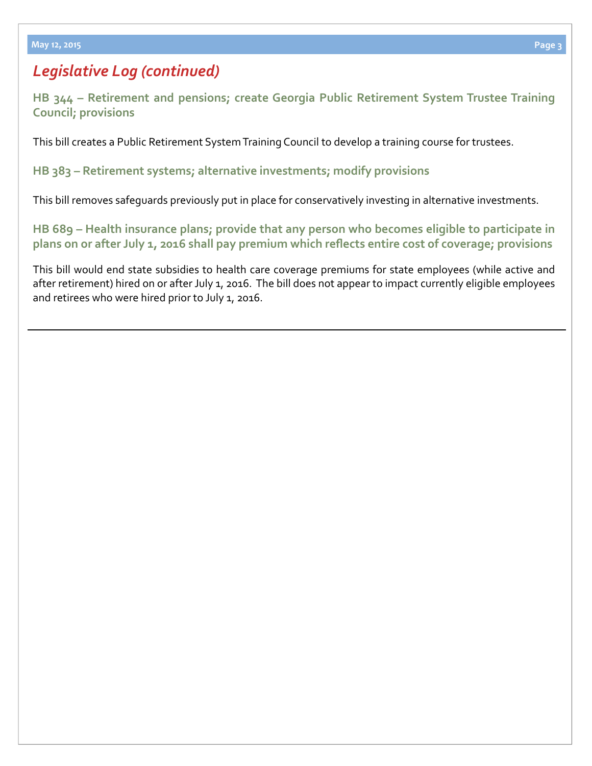## *Legislative Log (continued)*

### HB 344 – Retirement and pensions; create Georgia Public Retirement System Trustee Training Council; provisions

This bill creates a Public Retirement System Training Council to develop a training course for trustees.

### HB 383 – Retirement systems; alternative investments; modify provisions

This bill removes safeguards previously put in place for conservatively investing in alternative investments.

### HB 689 – Health insurance plans; provide that any person who becomes eligible to participate in plans on or after July 1, 2016 shall pay premium which reflects entire cost of coverage; provisions

This bill would end state subsidies to health care coverage premiums for state employees (while active and after retirement) hired on or after July 1, 2016. The bill does not appear to impact currently eligible employees and retirees who were hired prior to July 1, 2016.

---